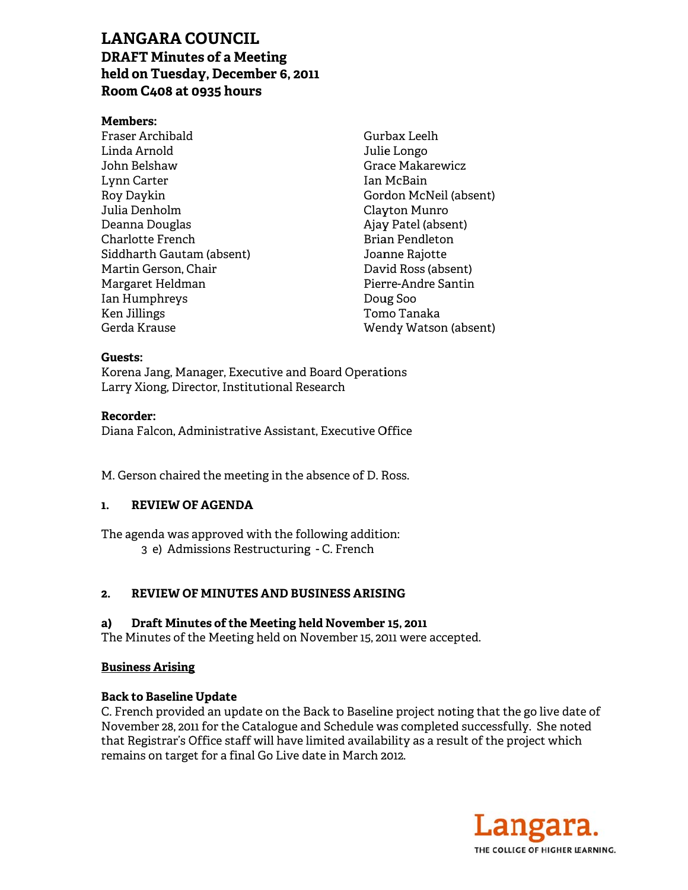# LANGARA COUNCIL
## DRAFT Minutes of a Meeting held on Tuesday, December 6, 2011 Room C408 at 0935 hours

**Members:**

Fraser Archibald
Linda Arnold
John Belshaw
Lynn Carter
Roy Daykin
Julia Denholm
Deanna Douglas
Charlotte French
Siddharth Gautam (absent)
Martin Gerson, Chair
Margaret Heldman
Ian Humphreys
Ken Jillings
Gerda Krause
Gurbax Leelh
Julie Longo
Grace Makarewicz
Ian McBain
Gordon McNeil (absent)
Clayton Munro
Ajay Patel (absent)
Brian Pendleton
Joanne Rajotte
David Ross (absent)
Pierre-Andre Santin
Doug Soo
Tomo Tanaka
Wendy Watson (absent)

**Guests:**

Korena Jang, Manager, Executive and Board Operations
Larry Xiong, Director, Institutional Research

**Recorder:**

Diana Falcon, Administrative Assistant, Executive Office

M. Gerson chaired the meeting in the absence of D. Ross.

### 1. REVIEW OF AGENDA

The agenda was approved with the following addition:

3 e) Admissions Restructuring - C. French

### 2. REVIEW OF MINUTES AND BUSINESS ARISING

**a) Draft Minutes of the Meeting held November 15, 2011**

The Minutes of the Meeting held on November 15, 2011 were accepted.

**Business Arising**

**Back to Baseline Update**

C. French provided an update on the Back to Baseline project noting that the go live date of November 28, 2011 for the Catalogue and Schedule was completed successfully. She noted that Registrar's Office staff will have limited availability as a result of the project which remains on target for a final Go Live date in March 2012.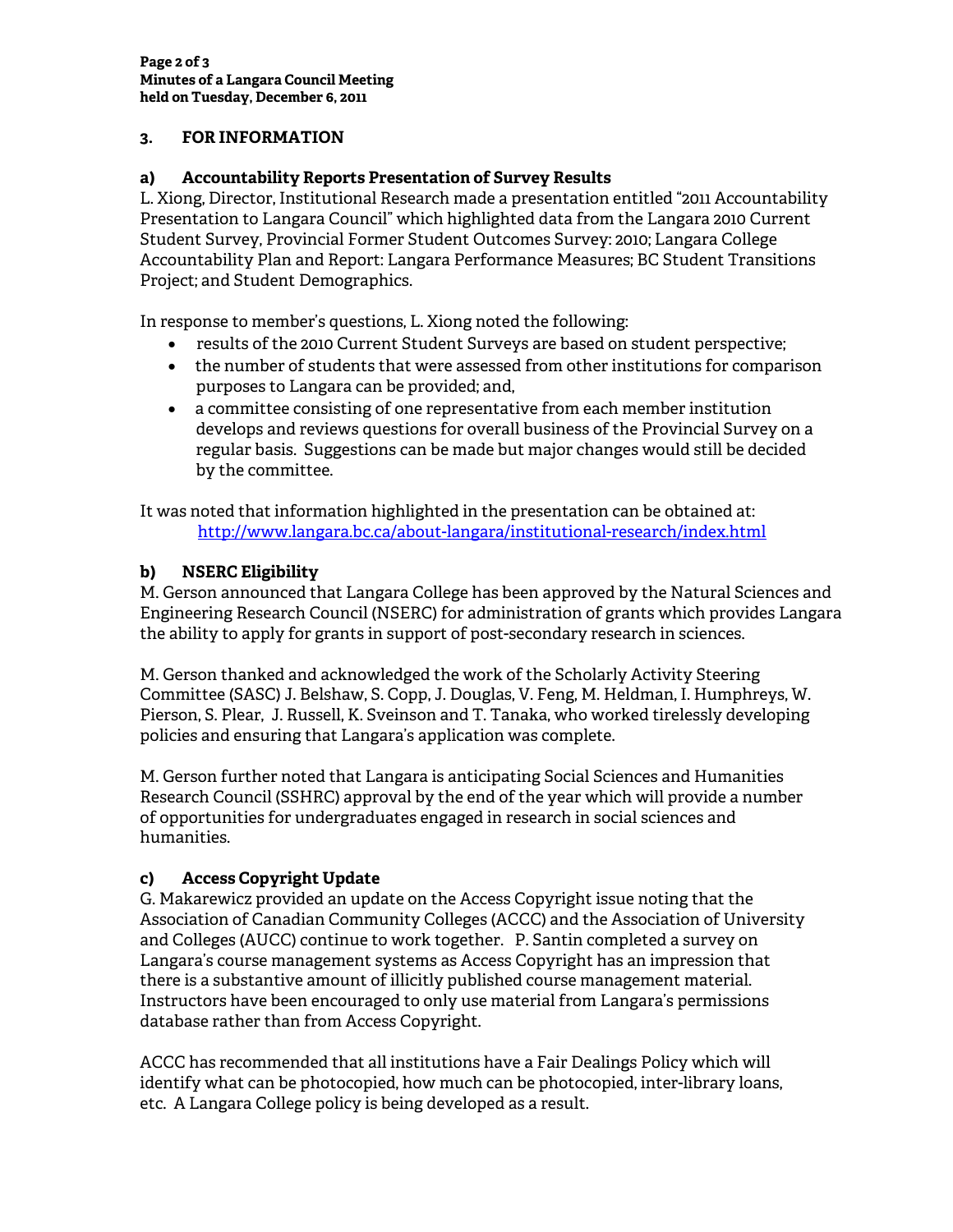## 3. FOR INFORMATION

### a) Accountability Reports Presentation of Survey Results

L. Xiong, Director, Institutional Research made a presentation entitled "2011 Accountability Presentation to Langara Council" which highlighted data from the Langara 2010 Current Student Survey, Provincial Former Student Outcomes Survey: 2010; Langara College Accountability Plan and Report: Langara Performance Measures; BC Student Transitions Project; and Student Demographics.

In response to member's questions, L. Xiong noted the following:

- results of the 2010 Current Student Surveys are based on student perspective;
- the number of students that were assessed from other institutions for comparison purposes to Langara can be provided; and,
- a committee consisting of one representative from each member institution develops and reviews questions for overall business of the Provincial Survey on a regular basis. Suggestions can be made but major changes would still be decided by the committee.

It was noted that information highlighted in the presentation can be obtained at:
http://www.langara.bc.ca/about-langara/institutional-research/index.html

### b) NSERC Eligibility

M. Gerson announced that Langara College has been approved by the Natural Sciences and Engineering Research Council (NSERC) for administration of grants which provides Langara the ability to apply for grants in support of post-secondary research in sciences.

M. Gerson thanked and acknowledged the work of the Scholarly Activity Steering Committee (SASC) J. Belshaw, S. Copp, J. Douglas, V. Feng, M. Heldman, I. Humphreys, W. Pierson, S. Plear, J. Russell, K. Sveinson and T. Tanaka, who worked tirelessly developing policies and ensuring that Langara's application was complete.

M. Gerson further noted that Langara is anticipating Social Sciences and Humanities Research Council (SSHRC) approval by the end of the year which will provide a number of opportunities for undergraduates engaged in research in social sciences and humanities.

### c) Access Copyright Update

G. Makarewicz provided an update on the Access Copyright issue noting that the Association of Canadian Community Colleges (ACCC) and the Association of University and Colleges (AUCC) continue to work together. P. Santin completed a survey on Langara's course management systems as Access Copyright has an impression that there is a substantive amount of illicitly published course management material. Instructors have been encouraged to only use material from Langara's permissions database rather than from Access Copyright.

ACCC has recommended that all institutions have a Fair Dealings Policy which will identify what can be photocopied, how much can be photocopied, inter-library loans, etc. A Langara College policy is being developed as a result.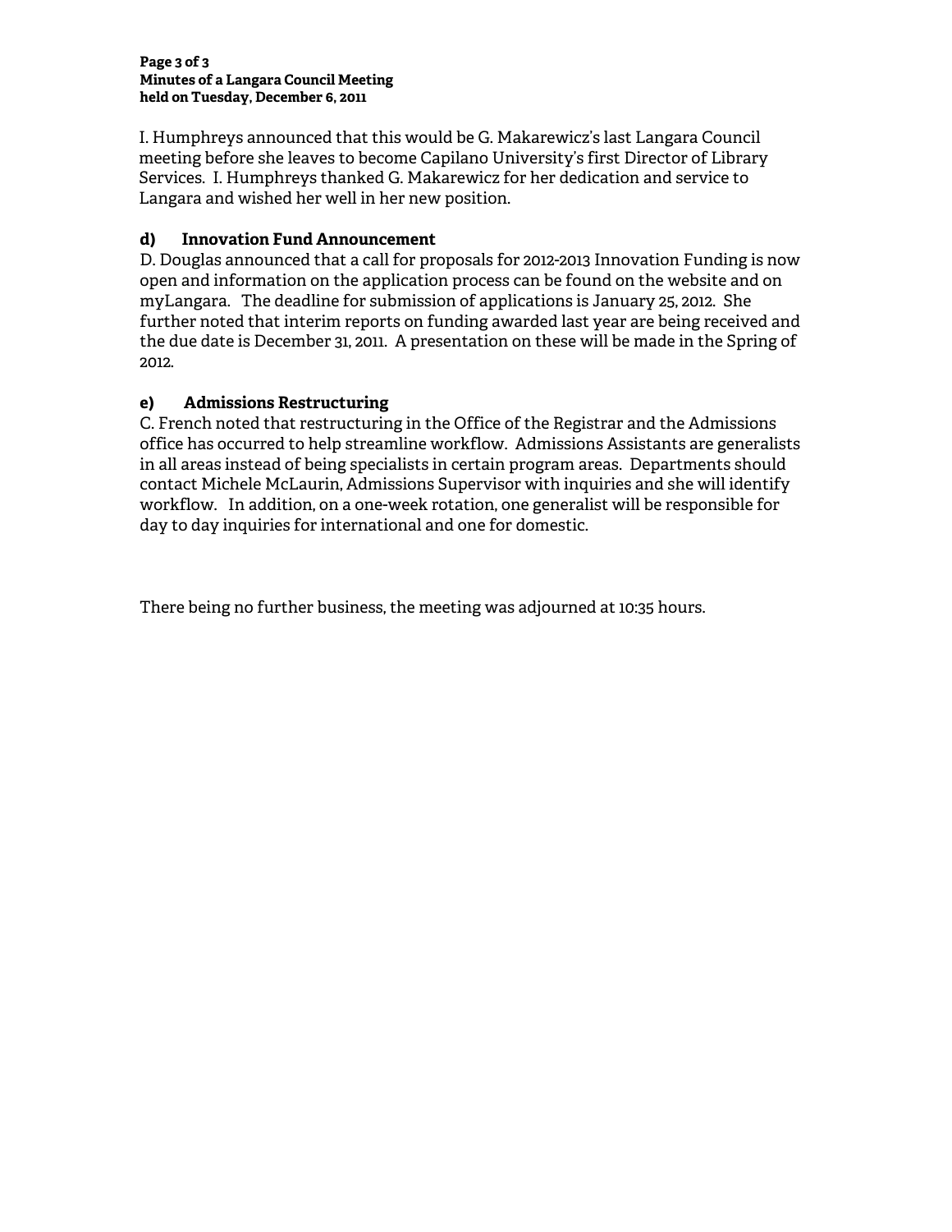I. Humphreys announced that this would be G. Makarewicz's last Langara Council meeting before she leaves to become Capilano University's first Director of Library Services. I. Humphreys thanked G. Makarewicz for her dedication and service to Langara and wished her well in her new position.

### d) Innovation Fund Announcement

D. Douglas announced that a call for proposals for 2012-2013 Innovation Funding is now open and information on the application process can be found on the website and on myLangara. The deadline for submission of applications is January 25, 2012. She further noted that interim reports on funding awarded last year are being received and the due date is December 31, 2011. A presentation on these will be made in the Spring of 2012.

### e) Admissions Restructuring

C. French noted that restructuring in the Office of the Registrar and the Admissions office has occurred to help streamline workflow. Admissions Assistants are generalists in all areas instead of being specialists in certain program areas. Departments should contact Michele McLaurin, Admissions Supervisor with inquiries and she will identify workflow. In addition, on a one-week rotation, one generalist will be responsible for day to day inquiries for international and one for domestic.

There being no further business, the meeting was adjourned at 10:35 hours.